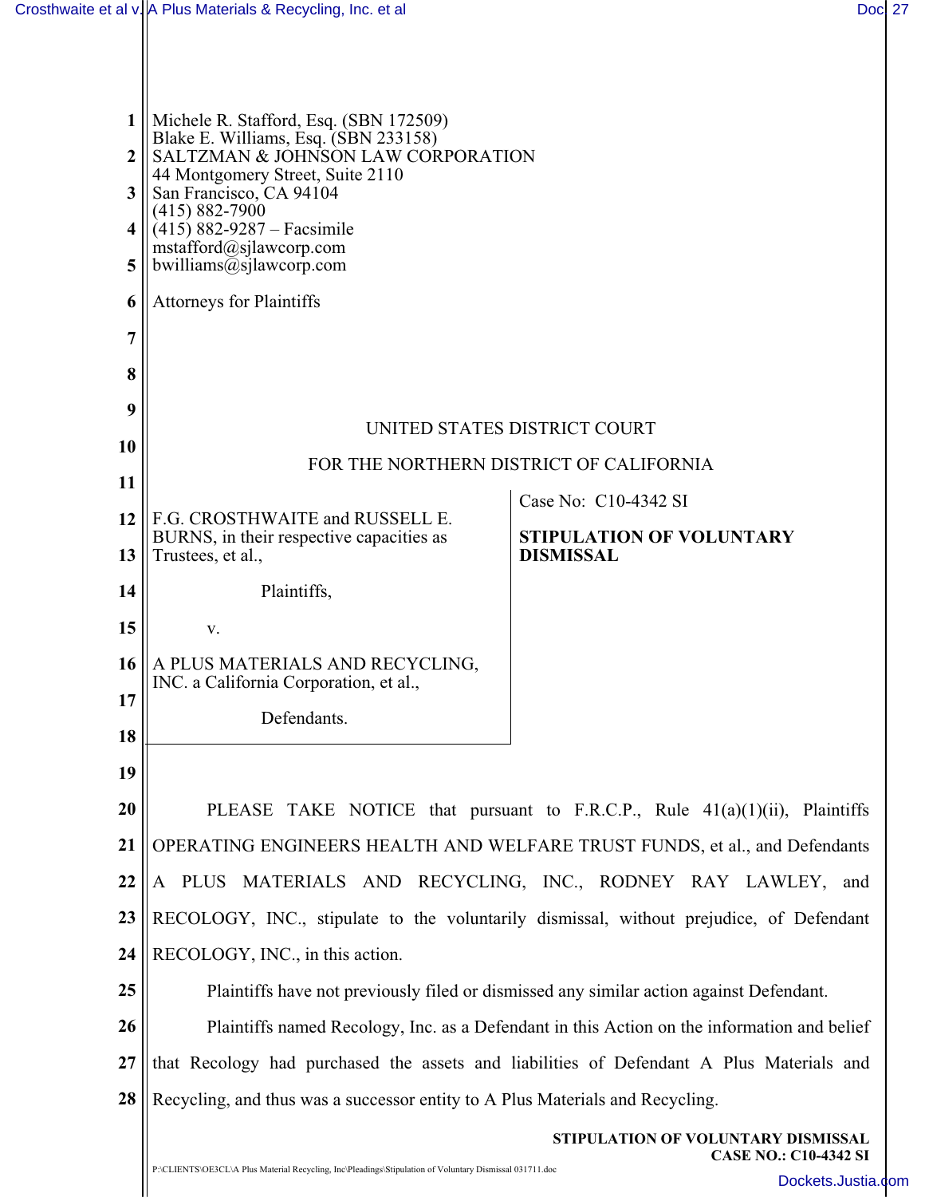Michele R. Stafford, Esq. (SBN 172509)
Blake E. Williams, Esq. (SBN 233158)
SALTZMAN & JOHNSON LAW CORPORATION
44 Montgomery Street, Suite 2110
San Francisco, CA 94104
(415) 882-7900
(415) 882-9287 – Facsimile
mstafford@sjlawcorp.com
bwilliams@sjlawcorp.com

Attorneys for Plaintiffs

UNITED STATES DISTRICT COURT

FOR THE NORTHERN DISTRICT OF CALIFORNIA

F.G. CROSTHWAITE and RUSSELL E. BURNS, in their respective capacities as Trustees, et al.,

Plaintiffs,

v.

A PLUS MATERIALS AND RECYCLING, INC. a California Corporation, et al.,

Defendants.

Case No: C10-4342 SI

**STIPULATION OF VOLUNTARY DISMISSAL**

PLEASE TAKE NOTICE that pursuant to F.R.C.P., Rule 41(a)(1)(ii), Plaintiffs OPERATING ENGINEERS HEALTH AND WELFARE TRUST FUNDS, et al., and Defendants A PLUS MATERIALS AND RECYCLING, INC., RODNEY RAY LAWLEY, and RECOLOGY, INC., stipulate to the voluntarily dismissal, without prejudice, of Defendant RECOLOGY, INC., in this action.

Plaintiffs have not previously filed or dismissed any similar action against Defendant.

Plaintiffs named Recology, Inc. as a Defendant in this Action on the information and belief that Recology had purchased the assets and liabilities of Defendant A Plus Materials and Recycling, and thus was a successor entity to A Plus Materials and Recycling.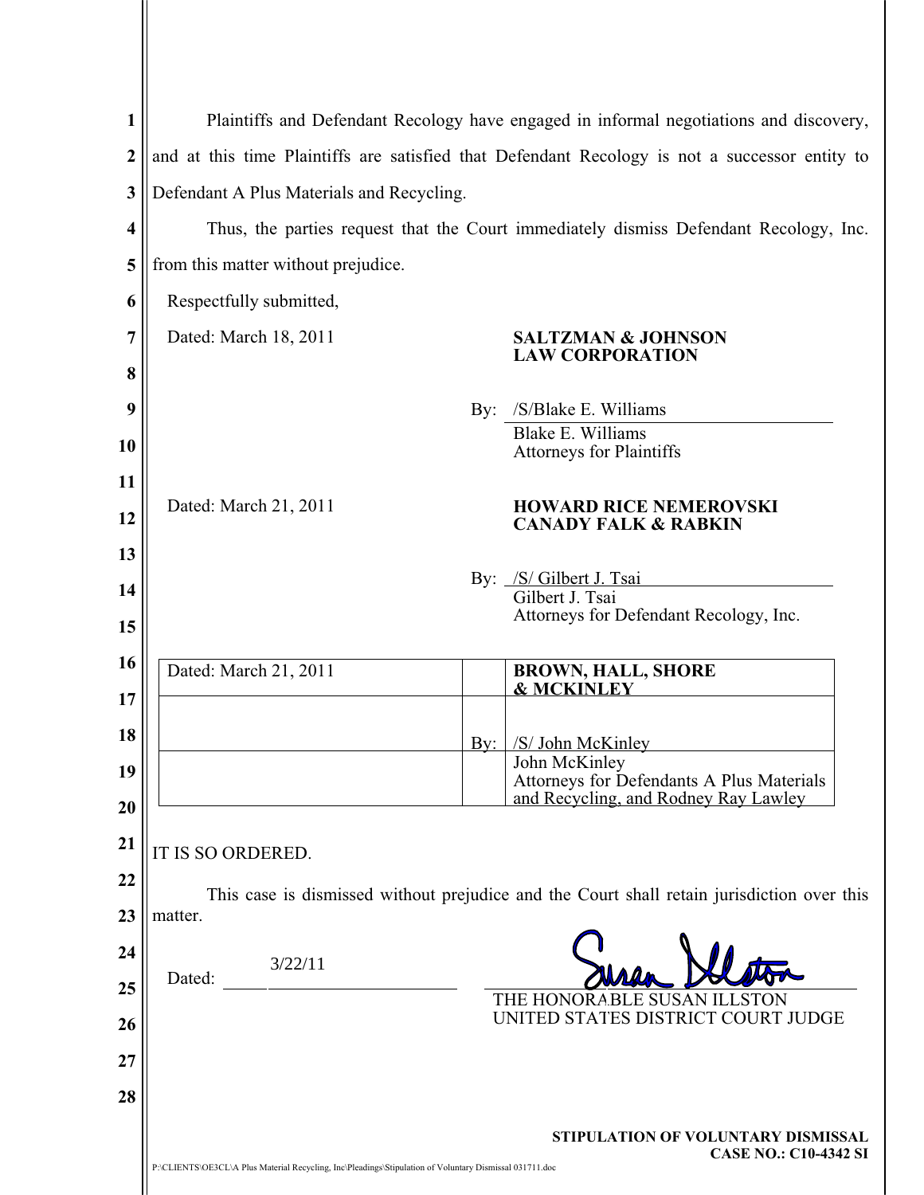Plaintiffs and Defendant Recology have engaged in informal negotiations and discovery, and at this time Plaintiffs are satisfied that Defendant Recology is not a successor entity to Defendant A Plus Materials and Recycling.

Thus, the parties request that the Court immediately dismiss Defendant Recology, Inc. from this matter without prejudice.

Respectfully submitted,

Dated: March 18, 2011

**SALTZMAN & JOHNSON LAW CORPORATION**

By: /S/Blake E. Williams
Blake E. Williams
Attorneys for Plaintiffs

Dated: March 21, 2011

**HOWARD RICE NEMEROVSKI CANADY FALK & RABKIN**

By: /S/ Gilbert J. Tsai
Gilbert J. Tsai
Attorneys for Defendant Recology, Inc.

Dated: March 21, 2011

**BROWN, HALL, SHORE & MCKINLEY**

By: /S/ John McKinley
John McKinley
Attorneys for Defendants A Plus Materials and Recycling, and Rodney Ray Lawley

IT IS SO ORDERED.

This case is dismissed without prejudice and the Court shall retain jurisdiction over this matter.

Dated: 3/22/11

THE HONORABLE SUSAN ILLSTON
UNITED STATES DISTRICT COURT JUDGE

**STIPULATION OF VOLUNTARY DISMISSAL**
**CASE NO.: C10-4342 SI**

P:\CLIENTS\OE3CL\A Plus Material Recycling, Inc\Pleadings\Stipulation of Voluntary Dismissal 031711.doc